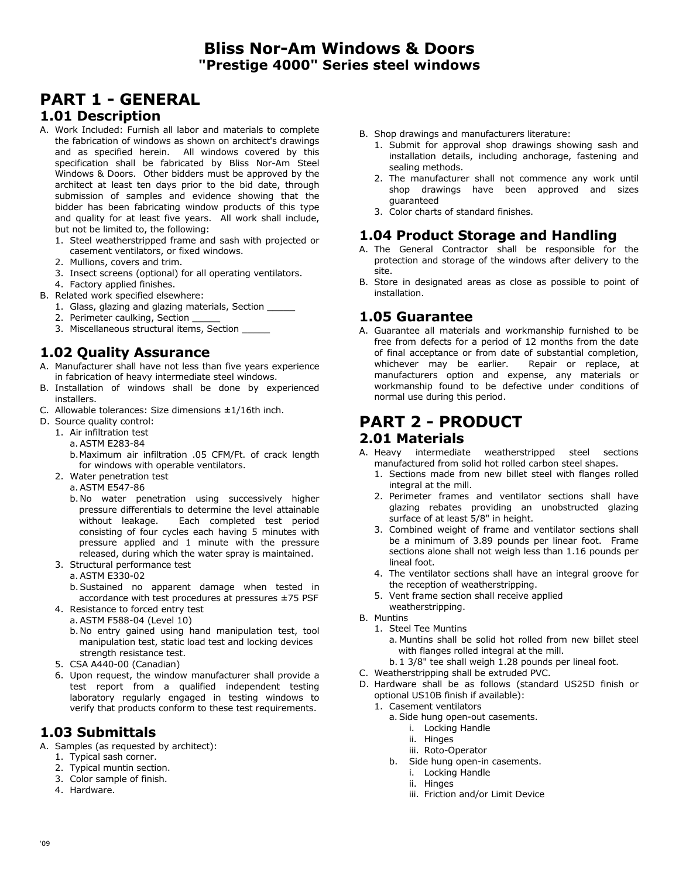# Bliss Nor-Am Windows & Doors
## "Prestige 4000" Series steel windows

# PART 1 - GENERAL

## 1.01 Description

A. Work Included: Furnish all labor and materials to complete the fabrication of windows as shown on architect's drawings and as specified herein. All windows covered by this specification shall be fabricated by Bliss Nor-Am Steel Windows & Doors. Other bidders must be approved by the architect at least ten days prior to the bid date, through submission of samples and evidence showing that the bidder has been fabricating window products of this type and quality for at least five years. All work shall include, but not be limited to, the following:
   1. Steel weatherstripped frame and sash with projected or casement ventilators, or fixed windows.
   2. Mullions, covers and trim.
   3. Insect screens (optional) for all operating ventilators.
   4. Factory applied finishes.

B. Related work specified elsewhere:
   1. Glass, glazing and glazing materials, Section _____
   2. Perimeter caulking, Section _____
   3. Miscellaneous structural items, Section _____

## 1.02 Quality Assurance

A. Manufacturer shall have not less than five years experience in fabrication of heavy intermediate steel windows.

B. Installation of windows shall be done by experienced installers.

C. Allowable tolerances: Size dimensions ±1/16th inch.

D. Source quality control:
   1. Air infiltration test
      a. ASTM E283-84
      b. Maximum air infiltration .05 CFM/Ft. of crack length for windows with operable ventilators.
   2. Water penetration test
      a. ASTM E547-86
      b. No water penetration using successively higher pressure differentials to determine the level attainable without leakage. Each completed test period consisting of four cycles each having 5 minutes with pressure applied and 1 minute with the pressure released, during which the water spray is maintained.
   3. Structural performance test
      a. ASTM E330-02
      b. Sustained no apparent damage when tested in accordance with test procedures at pressures ±75 PSF
   4. Resistance to forced entry test
      a. ASTM F588-04 (Level 10)
      b. No entry gained using hand manipulation test, tool manipulation test, static load test and locking devices strength resistance test.
   5. CSA A440-00 (Canadian)
   6. Upon request, the window manufacturer shall provide a test report from a qualified independent testing laboratory regularly engaged in testing windows to verify that products conform to these test requirements.

## 1.03 Submittals

A. Samples (as requested by architect):
   1. Typical sash corner.
   2. Typical muntin section.
   3. Color sample of finish.
   4. Hardware.

B. Shop drawings and manufacturers literature:
   1. Submit for approval shop drawings showing sash and installation details, including anchorage, fastening and sealing methods.
   2. The manufacturer shall not commence any work until shop drawings have been approved and sizes guaranteed
   3. Color charts of standard finishes.

## 1.04 Product Storage and Handling

A. The General Contractor shall be responsible for the protection and storage of the windows after delivery to the site.

B. Store in designated areas as close as possible to point of installation.

## 1.05 Guarantee

A. Guarantee all materials and workmanship furnished to be free from defects for a period of 12 months from the date of final acceptance or from date of substantial completion, whichever may be earlier. Repair or replace, at manufacturers option and expense, any materials or workmanship found to be defective under conditions of normal use during this period.

# PART 2 - PRODUCT

## 2.01 Materials

A. Heavy intermediate weatherstripped steel sections manufactured from solid hot rolled carbon steel shapes.
   1. Sections made from new billet steel with flanges rolled integral at the mill.
   2. Perimeter frames and ventilator sections shall have glazing rebates providing an unobstructed glazing surface of at least 5/8" in height.
   3. Combined weight of frame and ventilator sections shall be a minimum of 3.89 pounds per linear foot. Frame sections alone shall not weigh less than 1.16 pounds per lineal foot.
   4. The ventilator sections shall have an integral groove for the reception of weatherstripping.
   5. Vent frame section shall receive applied weatherstripping.

B. Muntins
   1. Steel Tee Muntins
      a. Muntins shall be solid hot rolled from new billet steel with flanges rolled integral at the mill.
      b. 1 3/8" tee shall weigh 1.28 pounds per lineal foot.

C. Weatherstripping shall be extruded PVC.

D. Hardware shall be as follows (standard US25D finish or optional US10B finish if available):
   1. Casement ventilators
      a. Side hung open-out casements.
         i. Locking Handle
         ii. Hinges
         iii. Roto-Operator
      b. Side hung open-in casements.
         i. Locking Handle
         ii. Hinges
         iii. Friction and/or Limit Device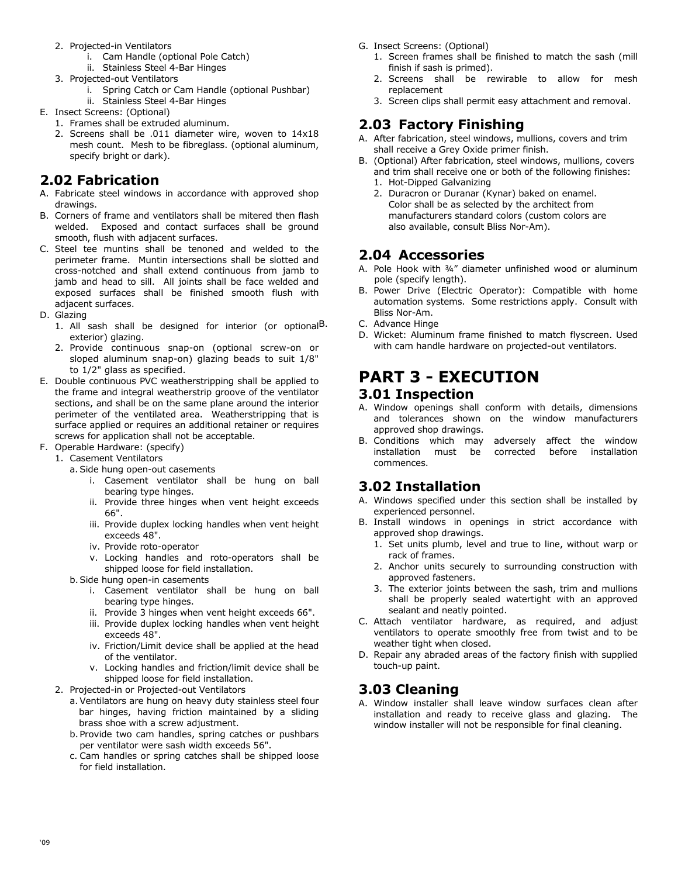2. Projected-in Ventilators
   - i. Cam Handle (optional Pole Catch)
   - ii. Stainless Steel 4-Bar Hinges
3. Projected-out Ventilators
   - i. Spring Catch or Cam Handle (optional Pushbar)
   - ii. Stainless Steel 4-Bar Hinges

E. Insect Screens: (Optional)
   1. Frames shall be extruded aluminum.
   2. Screens shall be .011 diameter wire, woven to 14x18 mesh count. Mesh to be fibreglass. (optional aluminum, specify bright or dark).

## 2.02 Fabrication

A. Fabricate steel windows in accordance with approved shop drawings.

B. Corners of frame and ventilators shall be mitered then flash welded. Exposed and contact surfaces shall be ground smooth, flush with adjacent surfaces.

C. Steel tee muntins shall be tenoned and welded to the perimeter frame. Muntin intersections shall be slotted and cross-notched and shall extend continuous from jamb to jamb and head to sill. All joints shall be face welded and exposed surfaces shall be finished smooth flush with adjacent surfaces.

D. Glazing
   1. All sash shall be designed for interior (or optional exterior) glazing.
   2. Provide continuous snap-on (optional screw-on or sloped aluminum snap-on) glazing beads to suit 1/8" to 1/2" glass as specified.

E. Double continuous PVC weatherstripping shall be applied to the frame and integral weatherstrip groove of the ventilator sections, and shall be on the same plane around the interior perimeter of the ventilated area. Weatherstripping that is surface applied or requires an additional retainer or requires screws for application shall not be acceptable.

F. Operable Hardware: (specify)
   1. Casement Ventilators
      a. Side hung open-out casements
         - i. Casement ventilator shall be hung on ball bearing type hinges.
         - ii. Provide three hinges when vent height exceeds 66".
         - iii. Provide duplex locking handles when vent height exceeds 48".
         - iv. Provide roto-operator
         - v. Locking handles and roto-operators shall be shipped loose for field installation.
      b. Side hung open-in casements
         - i. Casement ventilator shall be hung on ball bearing type hinges.
         - ii. Provide 3 hinges when vent height exceeds 66".
         - iii. Provide duplex locking handles when vent height exceeds 48".
         - iv. Friction/Limit device shall be applied at the head of the ventilator.
         - v. Locking handles and friction/limit device shall be shipped loose for field installation.
   2. Projected-in or Projected-out Ventilators
      a. Ventilators are hung on heavy duty stainless steel four bar hinges, having friction maintained by a sliding brass shoe with a screw adjustment.
      b. Provide two cam handles, spring catches or pushbars per ventilator were sash width exceeds 56".
      c. Cam handles or spring catches shall be shipped loose for field installation.

G. Insect Screens: (Optional)
   1. Screen frames shall be finished to match the sash (mill finish if sash is primed).
   2. Screens shall be rewirable to allow for mesh replacement
   3. Screen clips shall permit easy attachment and removal.

## 2.03 Factory Finishing

A. After fabrication, steel windows, mullions, covers and trim shall receive a Grey Oxide primer finish.

B. (Optional) After fabrication, steel windows, mullions, covers and trim shall receive one or both of the following finishes:
   1. Hot-Dipped Galvanizing
   2. Duracron or Duranar (Kynar) baked on enamel. Color shall be as selected by the architect from manufacturers standard colors (custom colors are also available, consult Bliss Nor-Am).

## 2.04 Accessories

A. Pole Hook with ¾" diameter unfinished wood or aluminum pole (specify length).

B. Power Drive (Electric Operator): Compatible with home automation systems. Some restrictions apply. Consult with Bliss Nor-Am.

C. Advance Hinge

D. Wicket: Aluminum frame finished to match flyscreen. Used with cam handle hardware on projected-out ventilators.

# PART 3 - EXECUTION

## 3.01 Inspection

A. Window openings shall conform with details, dimensions and tolerances shown on the window manufacturers approved shop drawings.

B. Conditions which may adversely affect the window installation must be corrected before installation commences.

## 3.02 Installation

A. Windows specified under this section shall be installed by experienced personnel.

B. Install windows in openings in strict accordance with approved shop drawings.
   1. Set units plumb, level and true to line, without warp or rack of frames.
   2. Anchor units securely to surrounding construction with approved fasteners.
   3. The exterior joints between the sash, trim and mullions shall be properly sealed watertight with an approved sealant and neatly pointed.

C. Attach ventilator hardware, as required, and adjust ventilators to operate smoothly free from twist and to be weather tight when closed.

D. Repair any abraded areas of the factory finish with supplied touch-up paint.

## 3.03 Cleaning

A. Window installer shall leave window surfaces clean after installation and ready to receive glass and glazing. The window installer will not be responsible for final cleaning.